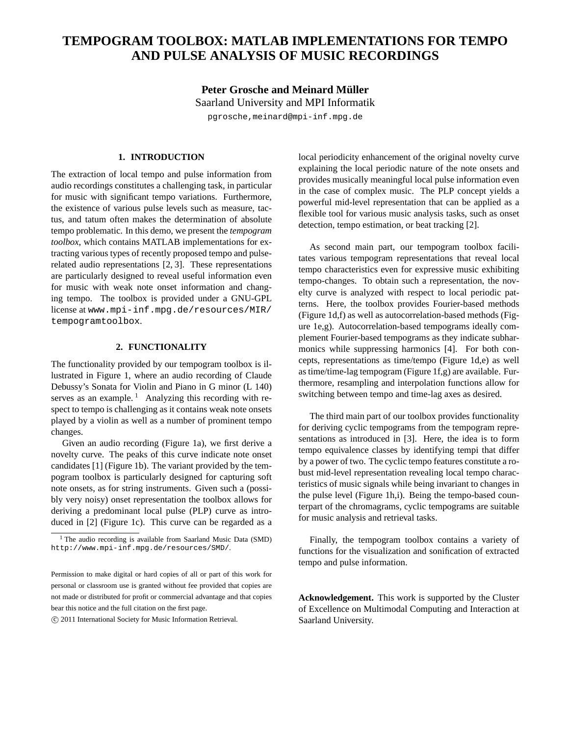# TEMPOGRAM TOOLBOX: MATLAB IMPLEMENTATIONS FOR TEMPO AND PULSE ANALYSIS OF MUSIC RECORDINGS

**Peter Grosche and Meinard Müller**

Saarland University and MPI Informatik

pgrosche,meinard@mpi-inf.mpg.de

## 1. INTRODUCTION

The extraction of local tempo and pulse information from audio recordings constitutes a challenging task, in particular for music with significant tempo variations. Furthermore, the existence of various pulse levels such as measure, tactus, and tatum often makes the determination of absolute tempo problematic. In this demo, we present the *tempogram toolbox*, which contains MATLAB implementations for extracting various types of recently proposed tempo and pulse-related audio representations [2, 3]. These representations are particularly designed to reveal useful information even for music with weak note onset information and changing tempo. The toolbox is provided under a GNU-GPL license at `www.mpi-inf.mpg.de/resources/MIR/tempogramtoolbox`.

## 2. FUNCTIONALITY

The functionality provided by our tempogram toolbox is illustrated in Figure 1, where an audio recording of Claude Debussy's Sonata for Violin and Piano in G minor (L 140) serves as an example. [1] Analyzing this recording with respect to tempo is challenging as it contains weak note onsets played by a violin as well as a number of prominent tempo changes.

Given an audio recording (Figure 1a), we first derive a novelty curve. The peaks of this curve indicate note onset candidates [1] (Figure 1b). The variant provided by the tempogram toolbox is particularly designed for capturing soft note onsets, as for string instruments. Given such a (possibly very noisy) onset representation the toolbox allows for deriving a predominant local pulse (PLP) curve as introduced in [2] (Figure 1c). This curve can be regarded as a local periodicity enhancement of the original novelty curve explaining the local periodic nature of the note onsets and provides musically meaningful local pulse information even in the case of complex music. The PLP concept yields a powerful mid-level representation that can be applied as a flexible tool for various music analysis tasks, such as onset detection, tempo estimation, or beat tracking [2].

As second main part, our tempogram toolbox facilitates various tempogram representations that reveal local tempo characteristics even for expressive music exhibiting tempo-changes. To obtain such a representation, the novelty curve is analyzed with respect to local periodic patterns. Here, the toolbox provides Fourier-based methods (Figure 1d,f) as well as autocorrelation-based methods (Figure 1e,g). Autocorrelation-based tempograms ideally complement Fourier-based tempograms as they indicate subharmonics while suppressing harmonics [4]. For both concepts, representations as time/tempo (Figure 1d,e) as well as time/time-lag tempogram (Figure 1f,g) are available. Furthermore, resampling and interpolation functions allow for switching between tempo and time-lag axes as desired.

The third main part of our toolbox provides functionality for deriving cyclic tempograms from the tempogram representations as introduced in [3]. Here, the idea is to form tempo equivalence classes by identifying tempi that differ by a power of two. The cyclic tempo features constitute a robust mid-level representation revealing local tempo characteristics of music signals while being invariant to changes in the pulse level (Figure 1h,i). Being the tempo-based counterpart of the chromagrams, cyclic tempograms are suitable for music analysis and retrieval tasks.

Finally, the tempogram toolbox contains a variety of functions for the visualization and sonification of extracted tempo and pulse information.

**Acknowledgement.** This work is supported by the Cluster of Excellence on Multimodal Computing and Interaction at Saarland University.

---

[1] The audio recording is available from Saarland Music Data (SMD) `http://www.mpi-inf.mpg.de/resources/SMD/`.

Permission to make digital or hard copies of all or part of this work for personal or classroom use is granted without fee provided that copies are not made or distributed for profit or commercial advantage and that copies bear this notice and the full citation on the first page.

© 2011 International Society for Music Information Retrieval.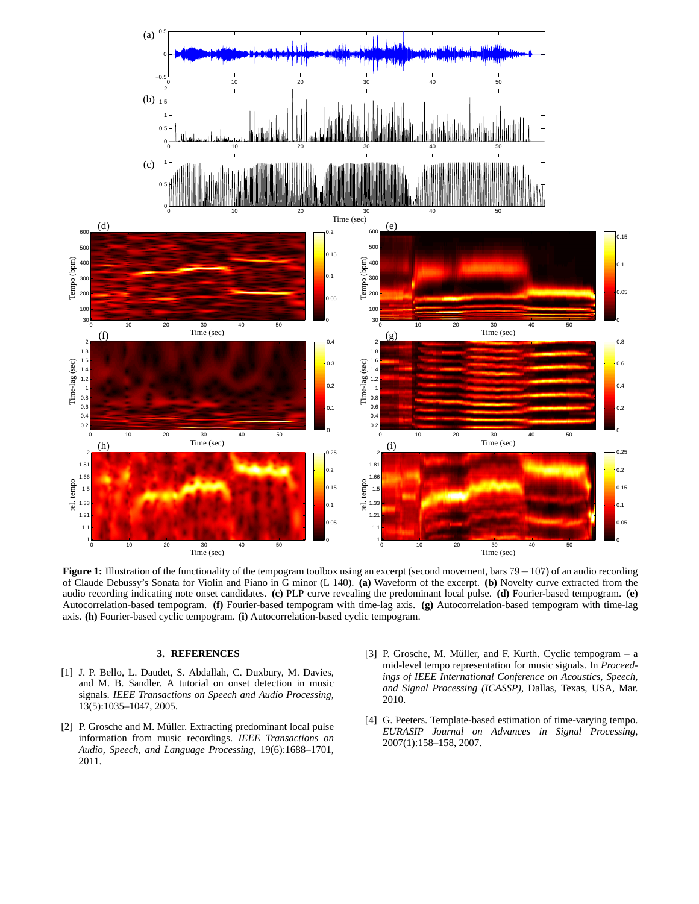(a) 0.5 0 −0.5 0 10 20 30 40 50

(b) 2 1.5 1 0.5 0 0 10 20 30 40 50

(c) 1 0.5 0 0 10 20 30 40 50

Time (sec)

(d) Tempo (bpm) 600 500 400 300 200 100 30 0 10 20 30 40 50 Time (sec) 0.2 0.15 0.1 0.05 0

(e) Tempo (bpm) 600 500 400 300 200 100 30 0 10 20 30 40 50 Time (sec) 0.15 0.1 0.05 0

(f) Time-lag (sec) 2 1.8 1.6 1.4 1.2 1 0.8 0.6 0.4 0.2 0 10 20 30 40 50 Time (sec) 0.4 0.3 0.2 0.1 0

(g) Time-lag (sec) 2 1.8 1.6 1.4 1.2 1 0.8 0.6 0.4 0.2 0 10 20 30 40 50 Time (sec) 0.8 0.6 0.4 0.2 0

(h) rel. tempo 2 1.81 1.66 1.5 1.33 1.21 1.1 1 0 10 20 30 40 50 Time (sec) 0.25 0.2 0.15 0.1 0.05 0

(i) rel. tempo 2 1.81 1.66 1.5 1.33 1.21 1.1 1 0 10 20 30 40 50 Time (sec) 0.25 0.2 0.15 0.1 0.05 0

**Figure 1:** Illustration of the functionality of the tempogram toolbox using an excerpt (second movement, bars 79 – 107) of an audio recording of Claude Debussy's Sonata for Violin and Piano in G minor (L 140). **(a)** Waveform of the excerpt. **(b)** Novelty curve extracted from the audio recording indicating note onset candidates. **(c)** PLP curve revealing the predominant local pulse. **(d)** Fourier-based tempogram. **(e)** Autocorrelation-based tempogram. **(f)** Fourier-based tempogram with time-lag axis. **(g)** Autocorrelation-based tempogram with time-lag axis. **(h)** Fourier-based cyclic tempogram. **(i)** Autocorrelation-based cyclic tempogram.

## 3. REFERENCES

[1] J. P. Bello, L. Daudet, S. Abdallah, C. Duxbury, M. Davies, and M. B. Sandler. A tutorial on onset detection in music signals. *IEEE Transactions on Speech and Audio Processing*, 13(5):1035–1047, 2005.

[2] P. Grosche and M. Müller. Extracting predominant local pulse information from music recordings. *IEEE Transactions on Audio, Speech, and Language Processing*, 19(6):1688–1701, 2011.

[3] P. Grosche, M. Müller, and F. Kurth. Cyclic tempogram – a mid-level tempo representation for music signals. In *Proceedings of IEEE International Conference on Acoustics, Speech, and Signal Processing (ICASSP)*, Dallas, Texas, USA, Mar. 2010.

[4] G. Peeters. Template-based estimation of time-varying tempo. *EURASIP Journal on Advances in Signal Processing*, 2007(1):158–158, 2007.